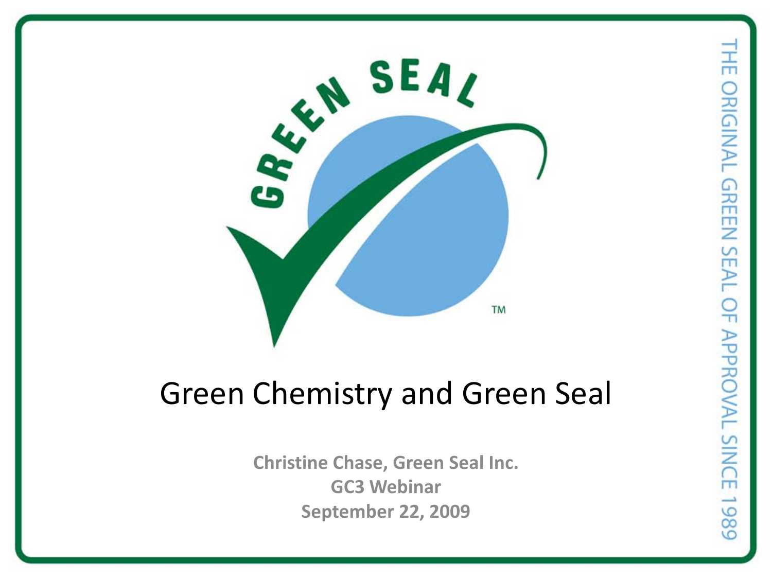# Green Chemistry and Green Seal

**Christine Chase, Green Seal Inc.**
**GC3 Webinar**
**September 22, 2009**

THE ORIGINAL GREEN SEAL OF APPROVAL SINCE 1989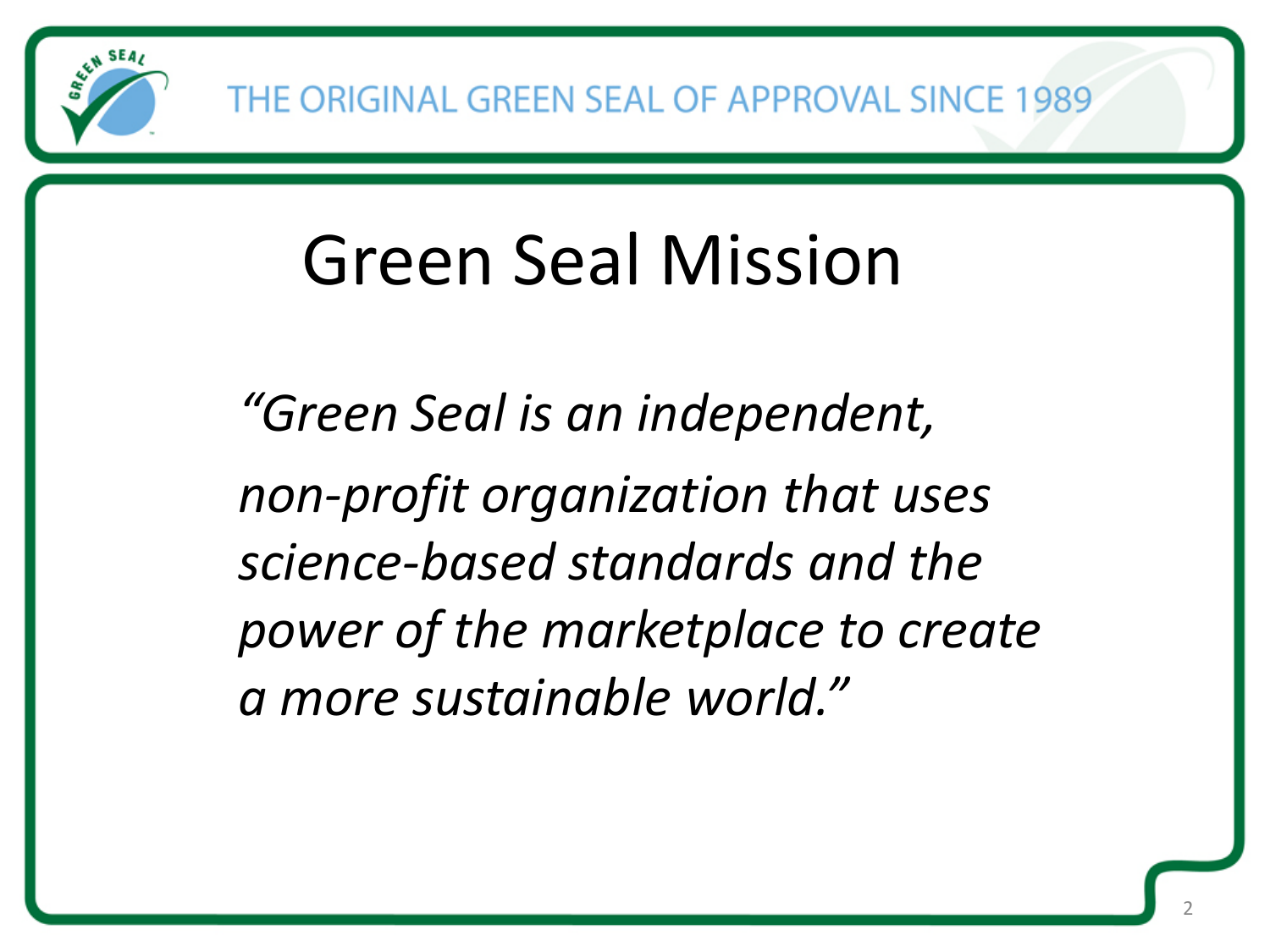# Green Seal Mission

*"Green Seal is an independent, non-profit organization that uses science-based standards and the power of the marketplace to create a more sustainable world."*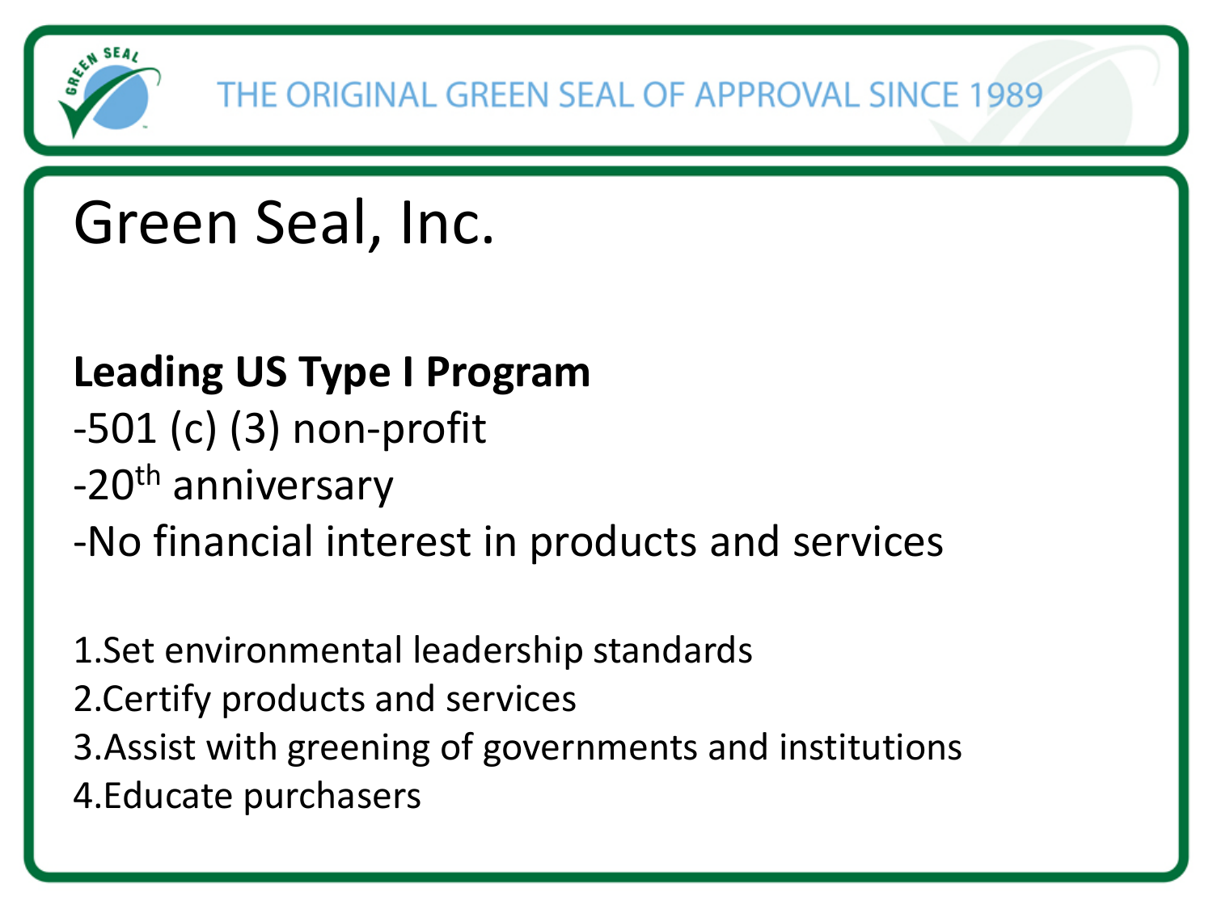THE ORIGINAL GREEN SEAL OF APPROVAL SINCE 1989

# Green Seal, Inc.

**Leading US Type I Program**

-501 (c) (3) non-profit

-20th anniversary

-No financial interest in products and services

1. Set environmental leadership standards
2. Certify products and services
3. Assist with greening of governments and institutions
4. Educate purchasers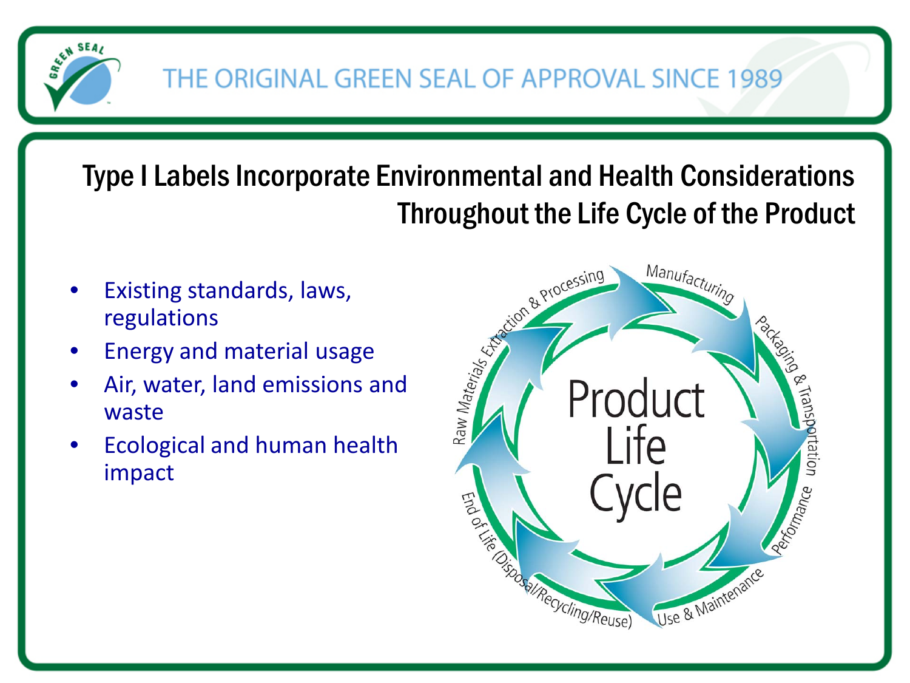# Type I Labels Incorporate Environmental and Health Considerations Throughout the Life Cycle of the Product

- Existing standards, laws, regulations
- Energy and material usage
- Air, water, land emissions and waste
- Ecological and human health impact

Product Life Cycle

- Raw Materials Extraction & Processing
- Manufacturing
- Packaging & Transportation
- Performance
- Use & Maintenance
- End of Life (Disposal/Recycling/Reuse)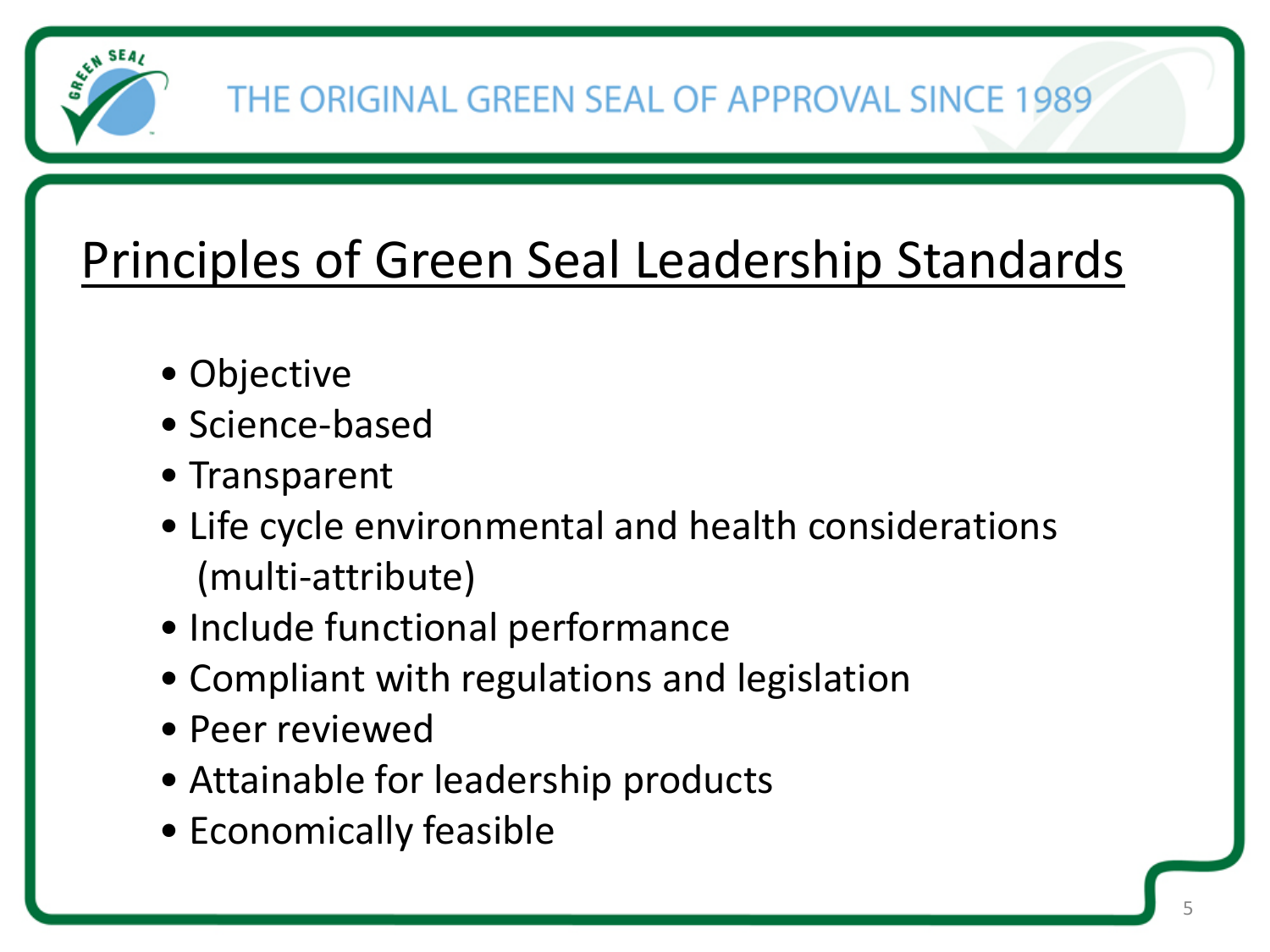## Principles of Green Seal Leadership Standards

- Objective
- Science-based
- Transparent
- Life cycle environmental and health considerations (multi-attribute)
- Include functional performance
- Compliant with regulations and legislation
- Peer reviewed
- Attainable for leadership products
- Economically feasible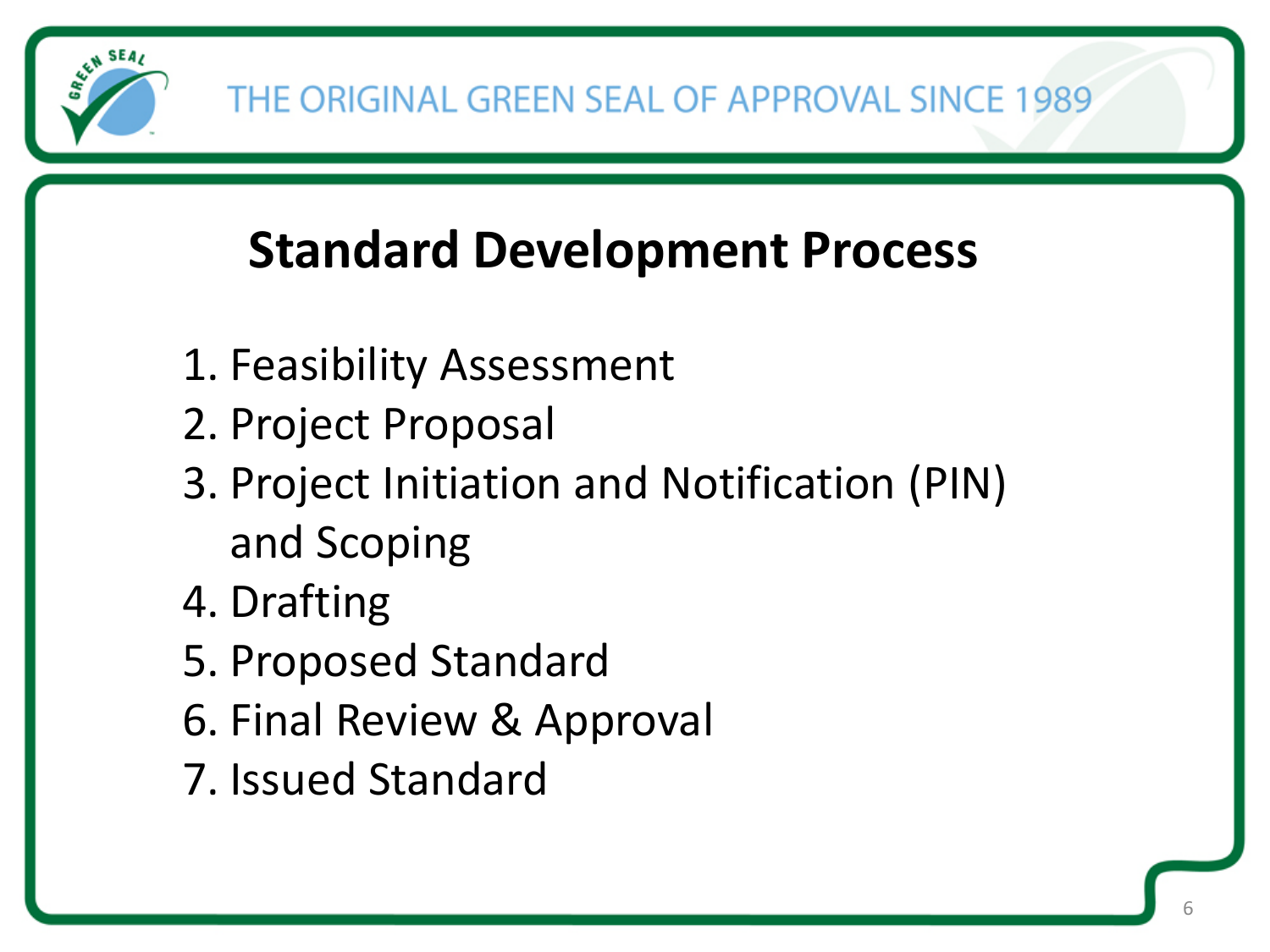# Standard Development Process

1. Feasibility Assessment
2. Project Proposal
3. Project Initiation and Notification (PIN) and Scoping
4. Drafting
5. Proposed Standard
6. Final Review & Approval
7. Issued Standard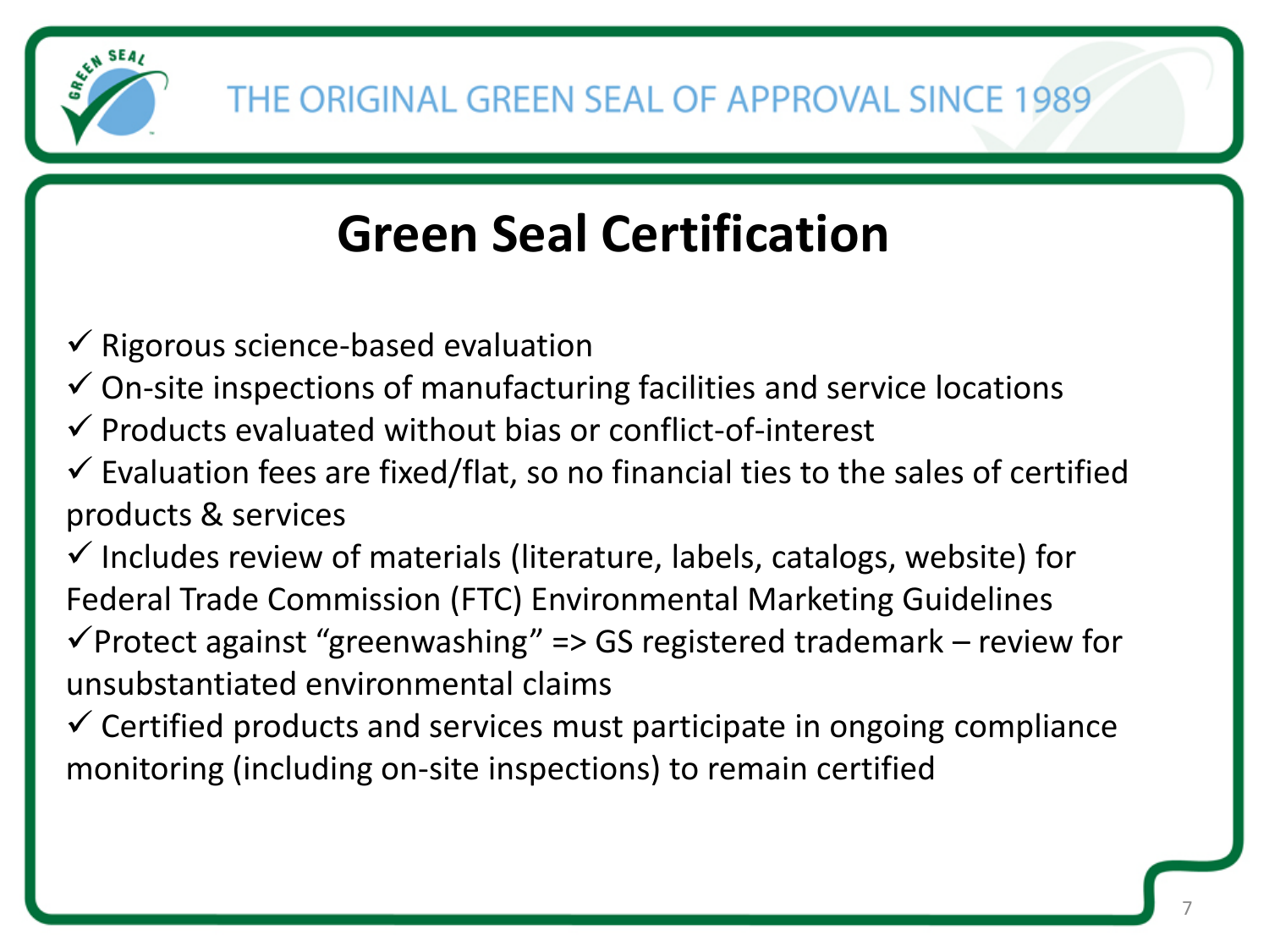THE ORIGINAL GREEN SEAL OF APPROVAL SINCE 1989

# Green Seal Certification

- ✓ Rigorous science-based evaluation
- ✓ On-site inspections of manufacturing facilities and service locations
- ✓ Products evaluated without bias or conflict-of-interest
- ✓ Evaluation fees are fixed/flat, so no financial ties to the sales of certified products & services
- ✓ Includes review of materials (literature, labels, catalogs, website) for Federal Trade Commission (FTC) Environmental Marketing Guidelines
- ✓Protect against "greenwashing" => GS registered trademark – review for unsubstantiated environmental claims
- ✓ Certified products and services must participate in ongoing compliance monitoring (including on-site inspections) to remain certified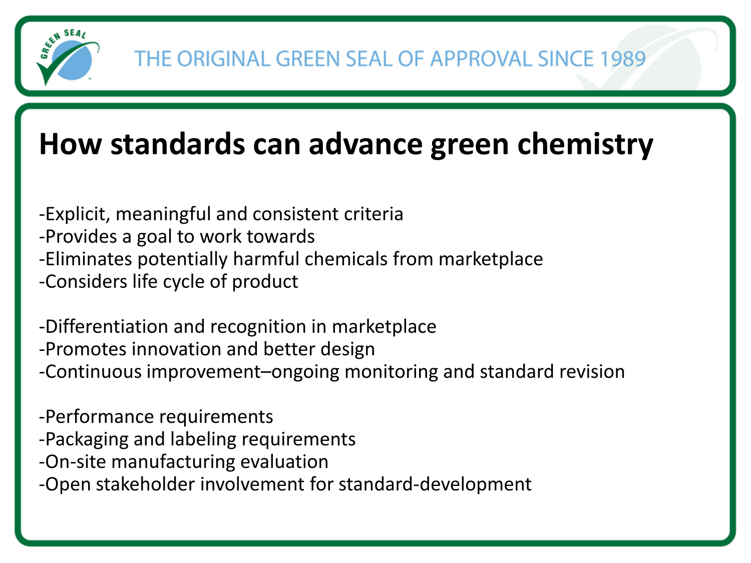THE ORIGINAL GREEN SEAL OF APPROVAL SINCE 1989

# How standards can advance green chemistry

-Explicit, meaningful and consistent criteria
-Provides a goal to work towards
-Eliminates potentially harmful chemicals from marketplace
-Considers life cycle of product

-Differentiation and recognition in marketplace
-Promotes innovation and better design
-Continuous improvement–ongoing monitoring and standard revision

-Performance requirements
-Packaging and labeling requirements
-On-site manufacturing evaluation
-Open stakeholder involvement for standard-development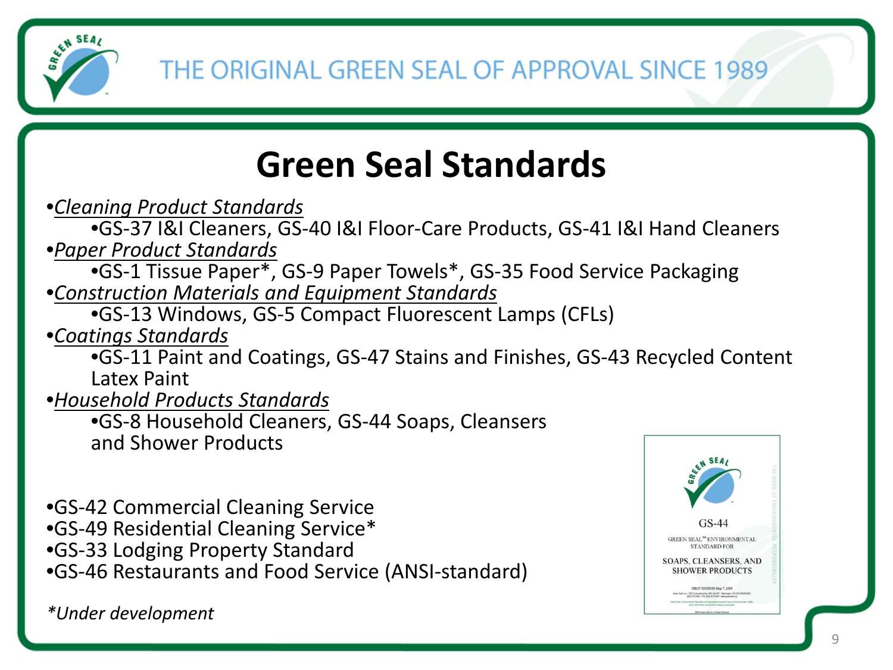THE ORIGINAL GREEN SEAL OF APPROVAL SINCE 1989

# Green Seal Standards

- *Cleaning Product Standards*
  - GS-37 I&I Cleaners, GS-40 I&I Floor-Care Products, GS-41 I&I Hand Cleaners
- *Paper Product Standards*
  - GS-1 Tissue Paper*, GS-9 Paper Towels*, GS-35 Food Service Packaging
- *Construction Materials and Equipment Standards*
  - GS-13 Windows, GS-5 Compact Fluorescent Lamps (CFLs)
- *Coatings Standards*
  - GS-11 Paint and Coatings, GS-47 Stains and Finishes, GS-43 Recycled Content Latex Paint
- *Household Products Standards*
  - GS-8 Household Cleaners, GS-44 Soaps, Cleansers and Shower Products

- GS-42 Commercial Cleaning Service
- GS-49 Residential Cleaning Service*
- GS-33 Lodging Property Standard
- GS-46 Restaurants and Food Service (ANSI-standard)

*\*Under development*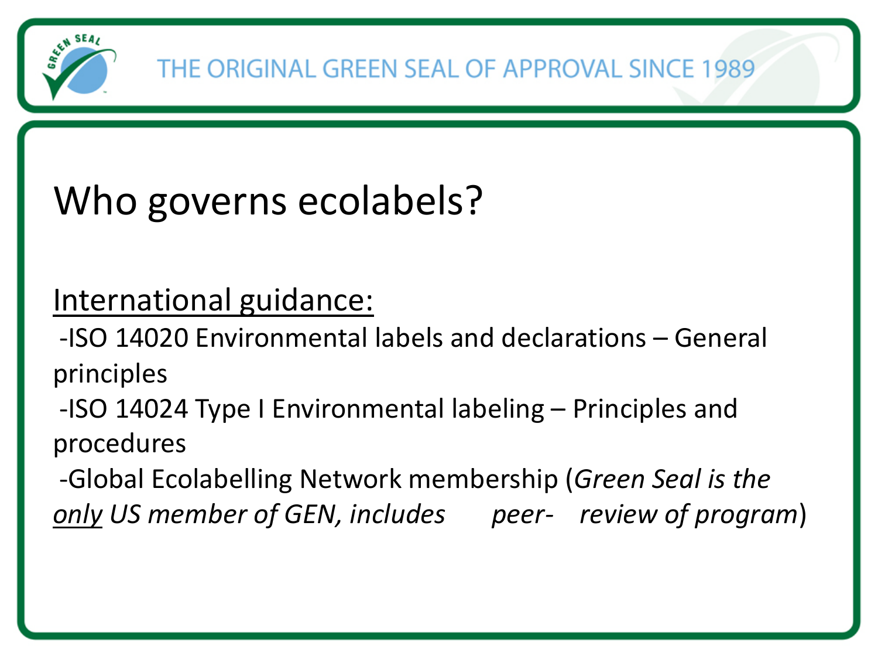# Who governs ecolabels?

<u>International guidance:</u>

- ISO 14020 Environmental labels and declarations – General principles
- ISO 14024 Type I Environmental labeling – Principles and procedures
- Global Ecolabelling Network membership (*Green Seal is the <u>only</u> US member of GEN, includes peer- review of program*)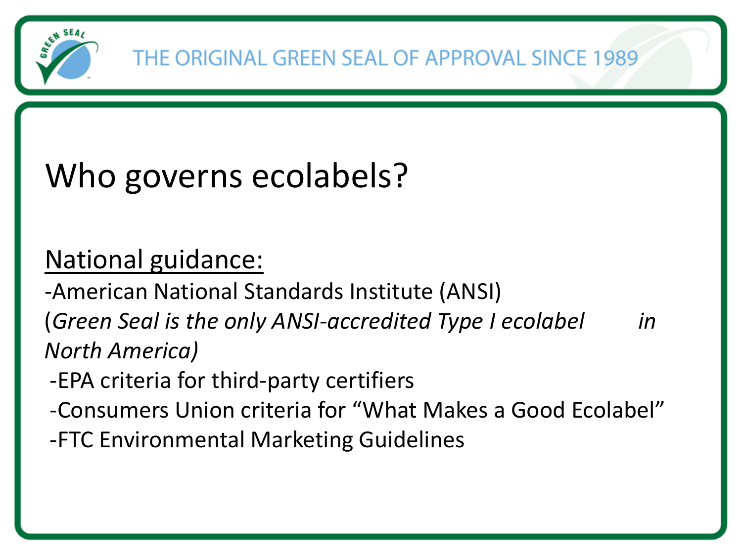THE ORIGINAL GREEN SEAL OF APPROVAL SINCE 1989

# Who governs ecolabels?

<u>National guidance:</u>

-American National Standards Institute (ANSI)
(*Green Seal is the only ANSI-accredited Type I ecolabel in North America)*

-EPA criteria for third-party certifiers

-Consumers Union criteria for "What Makes a Good Ecolabel"

-FTC Environmental Marketing Guidelines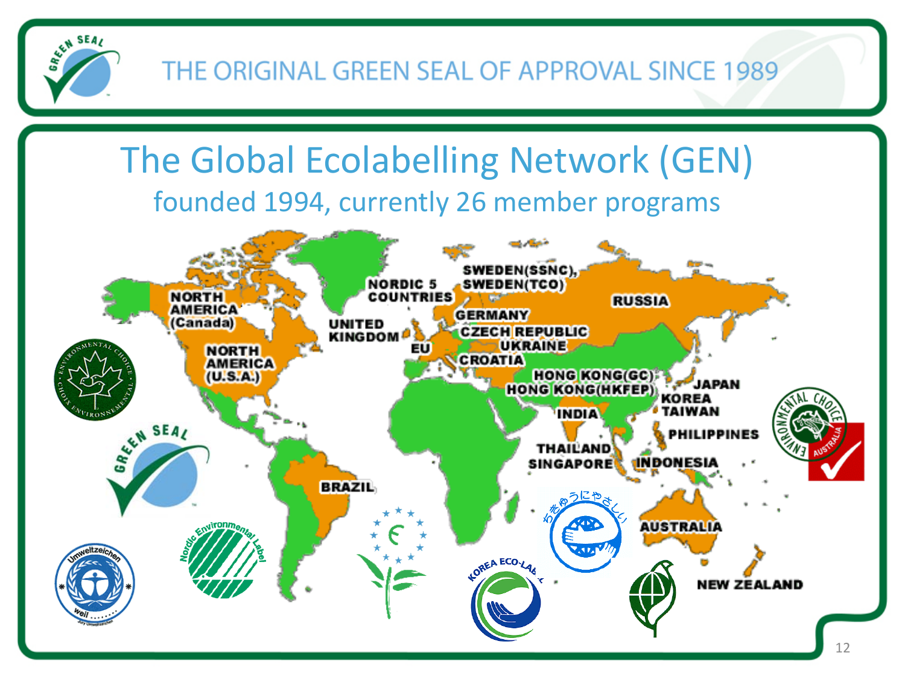THE ORIGINAL GREEN SEAL OF APPROVAL SINCE 1989

# The Global Ecolabelling Network (GEN)

## founded 1994, currently 26 member programs

NORTH AMERICA (Canada)

NORTH AMERICA (U.S.A.)

NORDIC 5 COUNTRIES

UNITED KINGDOM

EU

SWEDEN(SSNC), SWEDEN(TCO)

GERMANY

CZECH REPUBLIC

UKRAINE

CROATIA

RUSSIA

HONG KONG(GC)

HONG KONG(HKFEP)

INDIA

JAPAN

KOREA

TAIWAN

PHILIPPINES

THAILAND

SINGAPORE

INDONESIA

BRAZIL

AUSTRALIA

NEW ZEALAND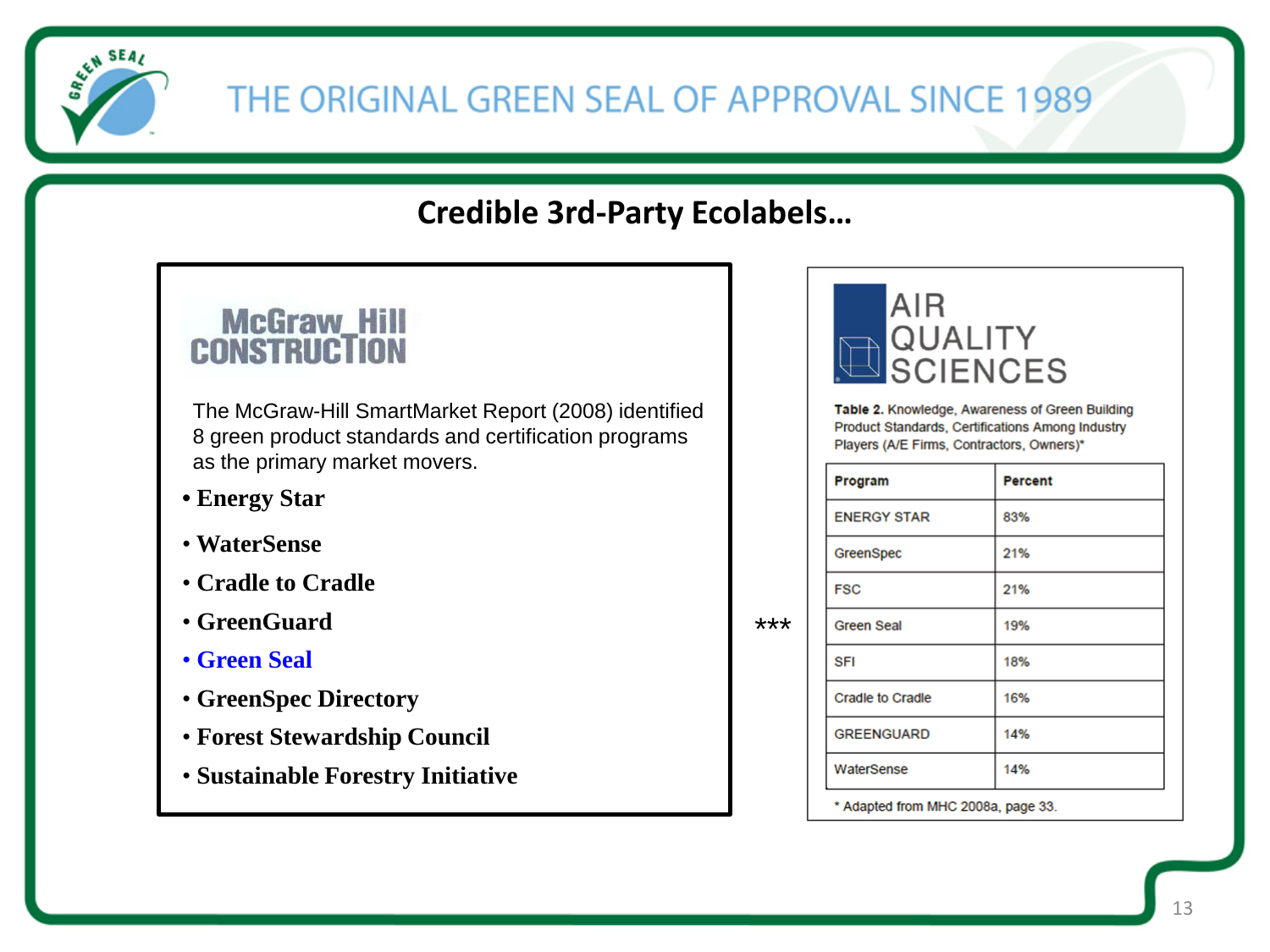# Credible 3rd-Party Ecolabels…

McGraw_Hill CONSTRUCTION

The McGraw-Hill SmartMarket Report (2008) identified 8 green product standards and certification programs as the primary market movers.

- **Energy Star**
- **WaterSense**
- **Cradle to Cradle**
- **GreenGuard**
- **Green Seal**
- **GreenSpec Directory**
- **Forest Stewardship Council**
- **Sustainable Forestry Initiative**

***

AIR QUALITY SCIENCES

**Table 2.** Knowledge, Awareness of Green Building Product Standards, Certifications Among Industry Players (A/E Firms, Contractors, Owners)*

| Program | Percent |
|---|---|
| ENERGY STAR | 83% |
| GreenSpec | 21% |
| FSC | 21% |
| Green Seal | 19% |
| SFI | 18% |
| Cradle to Cradle | 16% |
| GREENGUARD | 14% |
| WaterSense | 14% |

* Adapted from MHC 2008a, page 33.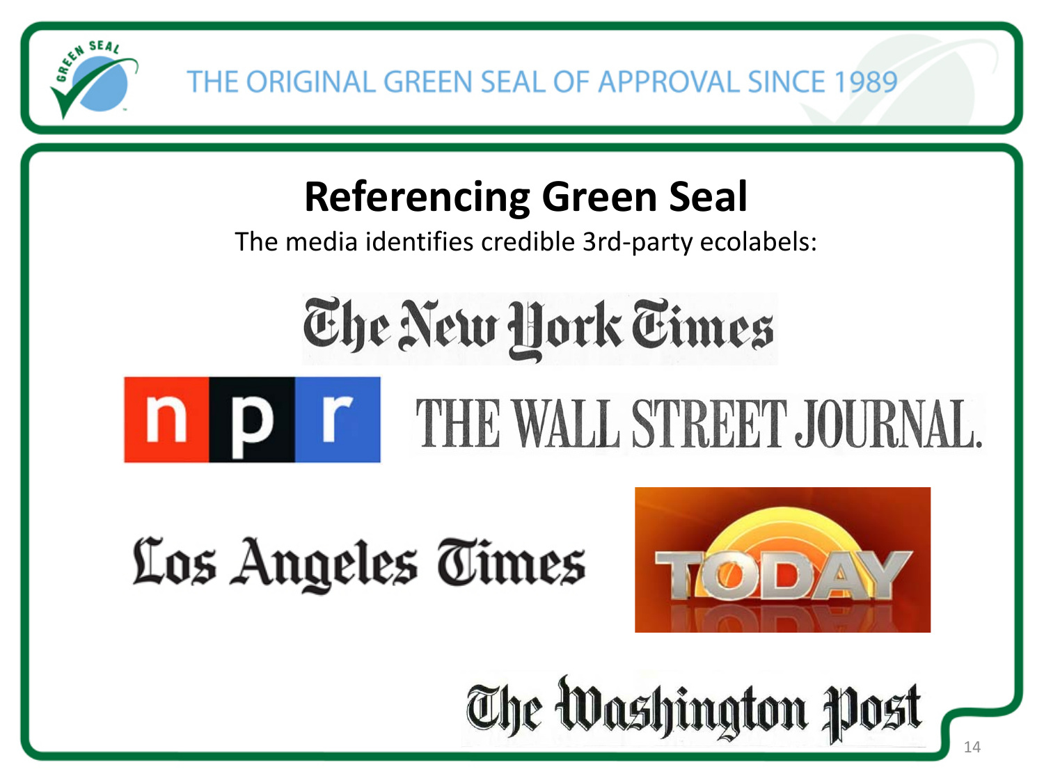# Referencing Green Seal

The media identifies credible 3rd-party ecolabels:

The New York Times

npr

THE WALL STREET JOURNAL.

Los Angeles Times

TODAY

The Washington Post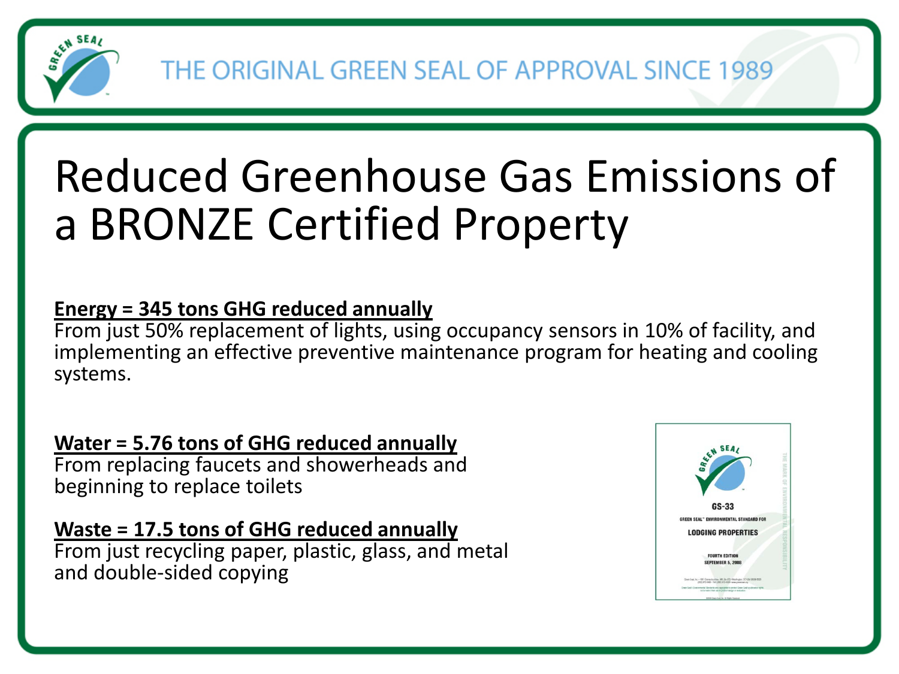THE ORIGINAL GREEN SEAL OF APPROVAL SINCE 1989

# Reduced Greenhouse Gas Emissions of a BRONZE Certified Property

**Energy = 345 tons GHG reduced annually**
From just 50% replacement of lights, using occupancy sensors in 10% of facility, and implementing an effective preventive maintenance program for heating and cooling systems.

**Water = 5.76 tons of GHG reduced annually**
From replacing faucets and showerheads and beginning to replace toilets

**Waste = 17.5 tons of GHG reduced annually**
From just recycling paper, plastic, glass, and metal and double-sided copying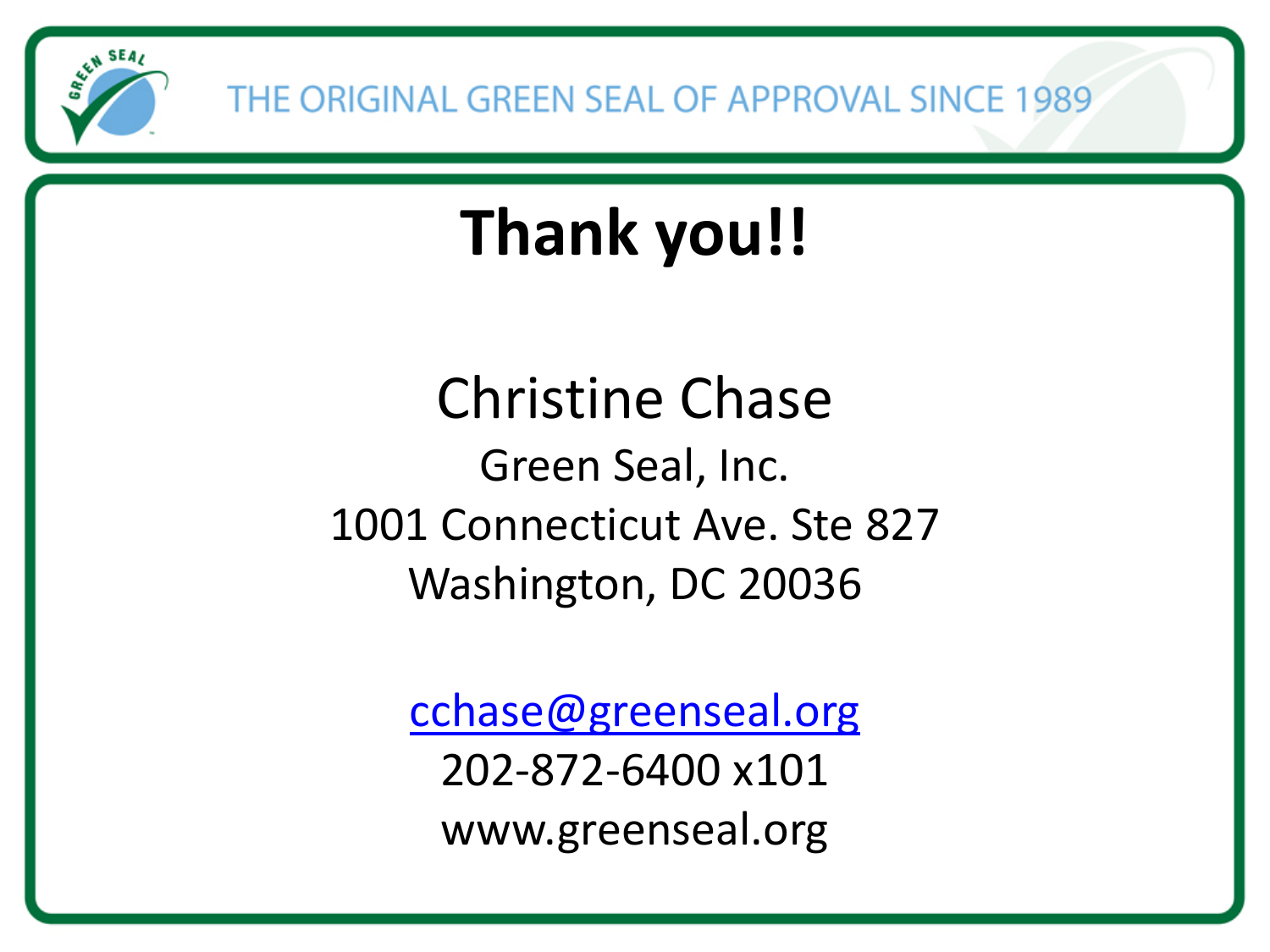THE ORIGINAL GREEN SEAL OF APPROVAL SINCE 1989

# Thank you!!

Christine Chase

Green Seal, Inc.

1001 Connecticut Ave. Ste 827

Washington, DC 20036

cchase@greenseal.org

202-872-6400 x101

www.greenseal.org